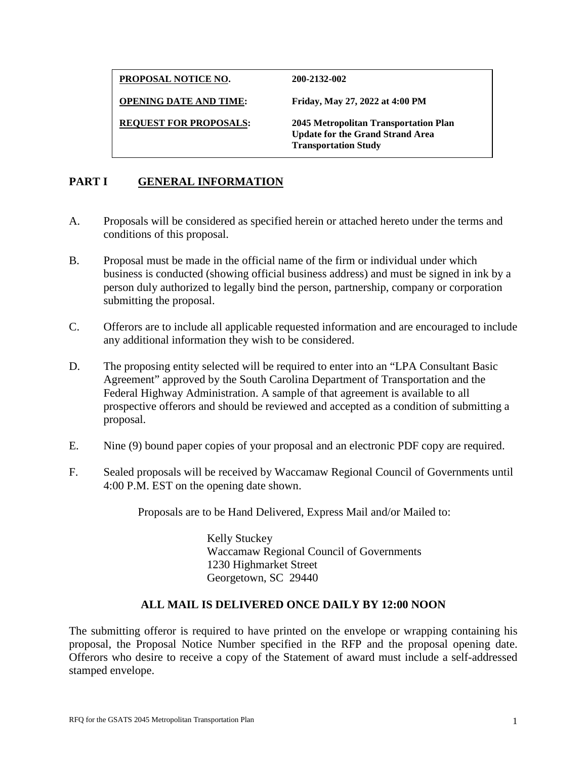| **PROPOSAL NOTICE NO.** | **200-2132-002** |
| --- | --- |
| **OPENING DATE AND TIME:** | **Friday, May 27, 2022 at 4:00 PM** |
| **REQUEST FOR PROPOSALS:** | **2045 Metropolitan Transportation Plan Update for the Grand Strand Area Transportation Study** |

## PART I GENERAL INFORMATION

A. Proposals will be considered as specified herein or attached hereto under the terms and conditions of this proposal.

B. Proposal must be made in the official name of the firm or individual under which business is conducted (showing official business address) and must be signed in ink by a person duly authorized to legally bind the person, partnership, company or corporation submitting the proposal.

C. Offerors are to include all applicable requested information and are encouraged to include any additional information they wish to be considered.

D. The proposing entity selected will be required to enter into an "LPA Consultant Basic Agreement" approved by the South Carolina Department of Transportation and the Federal Highway Administration. A sample of that agreement is available to all prospective offerors and should be reviewed and accepted as a condition of submitting a proposal.

E. Nine (9) bound paper copies of your proposal and an electronic PDF copy are required.

F. Sealed proposals will be received by Waccamaw Regional Council of Governments until 4:00 P.M. EST on the opening date shown.

Proposals are to be Hand Delivered, Express Mail and/or Mailed to:

Kelly Stuckey
Waccamaw Regional Council of Governments
1230 Highmarket Street
Georgetown, SC 29440

**ALL MAIL IS DELIVERED ONCE DAILY BY 12:00 NOON**

The submitting offeror is required to have printed on the envelope or wrapping containing his proposal, the Proposal Notice Number specified in the RFP and the proposal opening date. Offerors who desire to receive a copy of the Statement of award must include a self-addressed stamped envelope.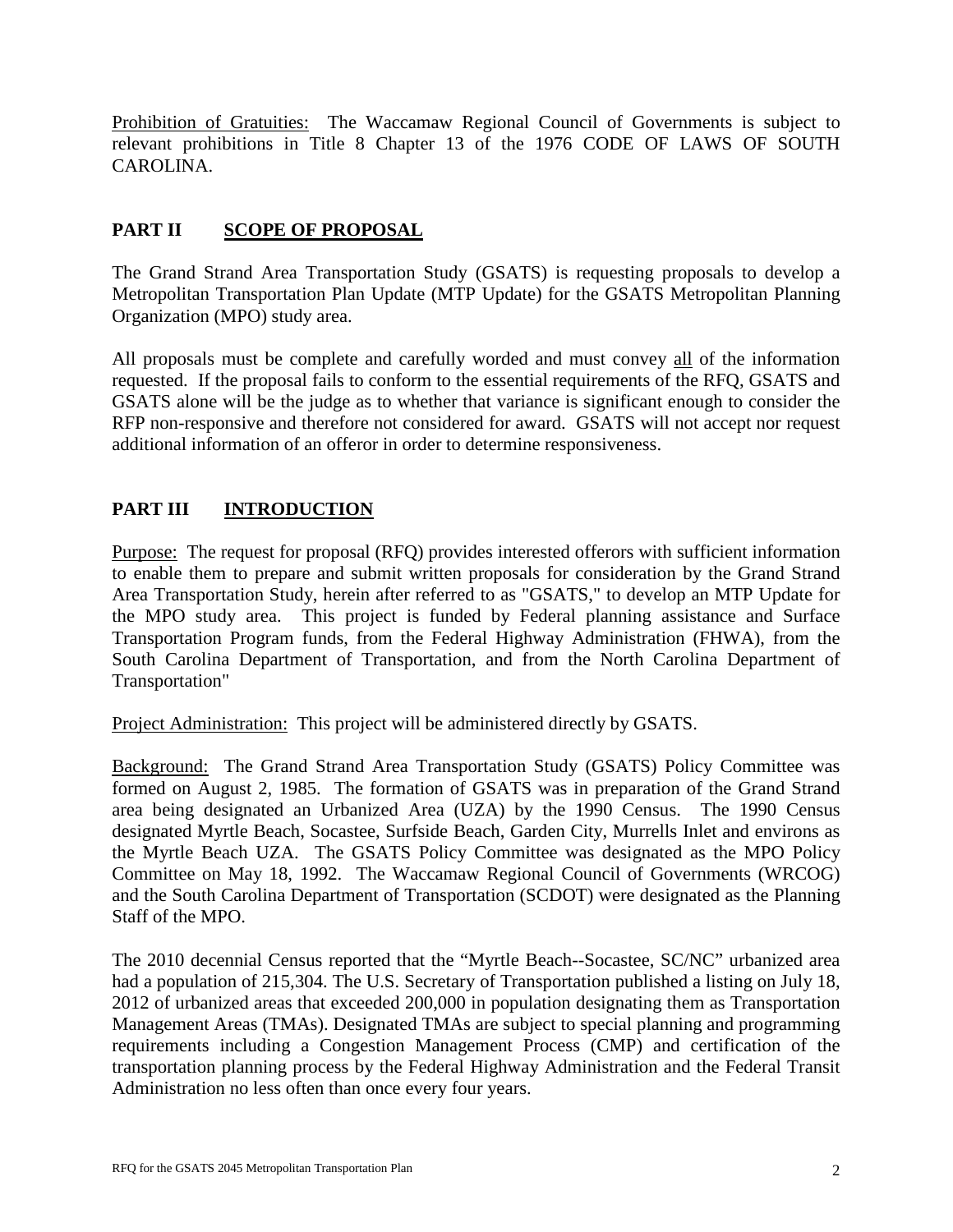Prohibition of Gratuities: The Waccamaw Regional Council of Governments is subject to relevant prohibitions in Title 8 Chapter 13 of the 1976 CODE OF LAWS OF SOUTH CAROLINA.

## PART II SCOPE OF PROPOSAL

The Grand Strand Area Transportation Study (GSATS) is requesting proposals to develop a Metropolitan Transportation Plan Update (MTP Update) for the GSATS Metropolitan Planning Organization (MPO) study area.

All proposals must be complete and carefully worded and must convey all of the information requested. If the proposal fails to conform to the essential requirements of the RFQ, GSATS and GSATS alone will be the judge as to whether that variance is significant enough to consider the RFP non-responsive and therefore not considered for award. GSATS will not accept nor request additional information of an offeror in order to determine responsiveness.

## PART III INTRODUCTION

Purpose: The request for proposal (RFQ) provides interested offerors with sufficient information to enable them to prepare and submit written proposals for consideration by the Grand Strand Area Transportation Study, herein after referred to as "GSATS," to develop an MTP Update for the MPO study area. This project is funded by Federal planning assistance and Surface Transportation Program funds, from the Federal Highway Administration (FHWA), from the South Carolina Department of Transportation, and from the North Carolina Department of Transportation"

Project Administration: This project will be administered directly by GSATS.

Background: The Grand Strand Area Transportation Study (GSATS) Policy Committee was formed on August 2, 1985. The formation of GSATS was in preparation of the Grand Strand area being designated an Urbanized Area (UZA) by the 1990 Census. The 1990 Census designated Myrtle Beach, Socastee, Surfside Beach, Garden City, Murrells Inlet and environs as the Myrtle Beach UZA. The GSATS Policy Committee was designated as the MPO Policy Committee on May 18, 1992. The Waccamaw Regional Council of Governments (WRCOG) and the South Carolina Department of Transportation (SCDOT) were designated as the Planning Staff of the MPO.

The 2010 decennial Census reported that the "Myrtle Beach--Socastee, SC/NC" urbanized area had a population of 215,304. The U.S. Secretary of Transportation published a listing on July 18, 2012 of urbanized areas that exceeded 200,000 in population designating them as Transportation Management Areas (TMAs). Designated TMAs are subject to special planning and programming requirements including a Congestion Management Process (CMP) and certification of the transportation planning process by the Federal Highway Administration and the Federal Transit Administration no less often than once every four years.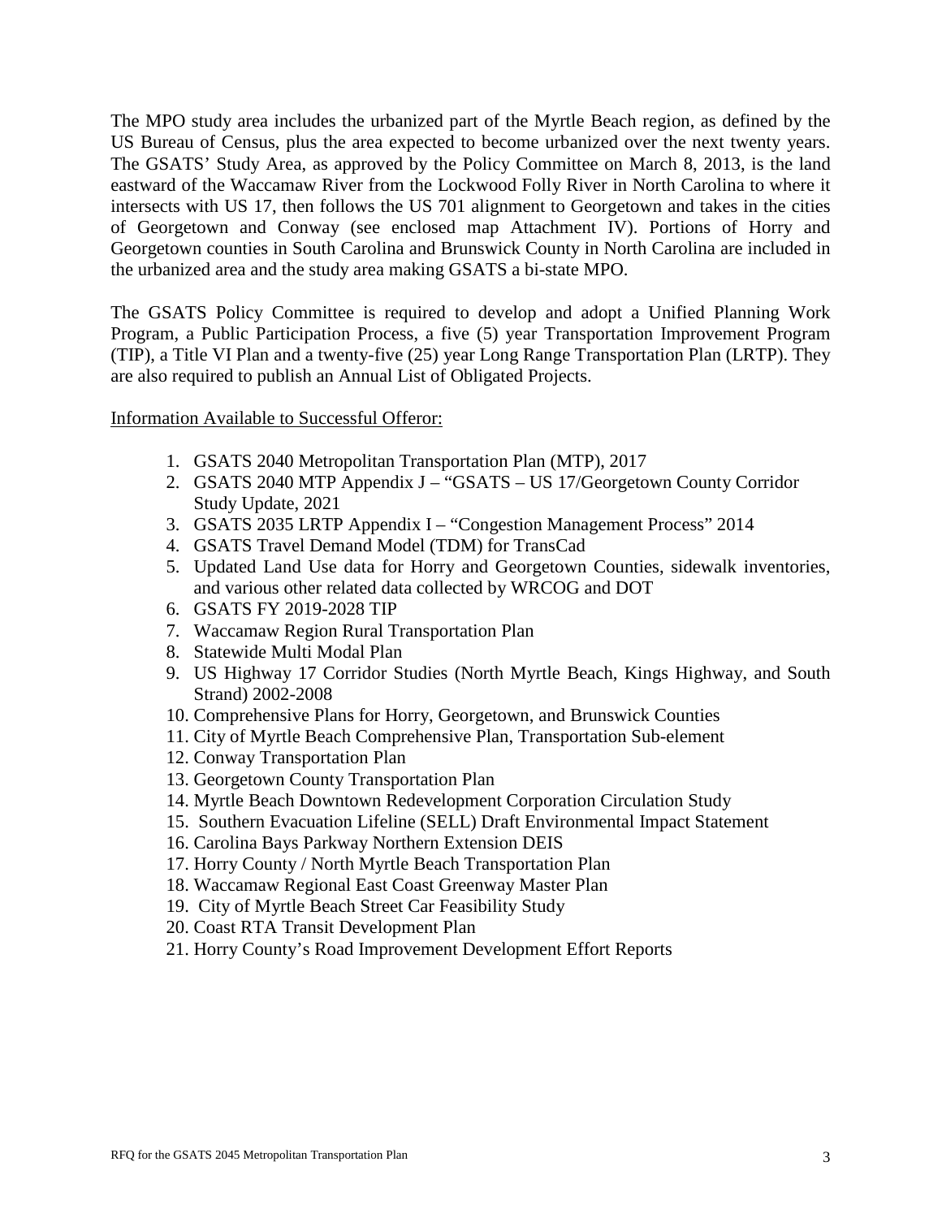The MPO study area includes the urbanized part of the Myrtle Beach region, as defined by the US Bureau of Census, plus the area expected to become urbanized over the next twenty years. The GSATS' Study Area, as approved by the Policy Committee on March 8, 2013, is the land eastward of the Waccamaw River from the Lockwood Folly River in North Carolina to where it intersects with US 17, then follows the US 701 alignment to Georgetown and takes in the cities of Georgetown and Conway (see enclosed map Attachment IV). Portions of Horry and Georgetown counties in South Carolina and Brunswick County in North Carolina are included in the urbanized area and the study area making GSATS a bi-state MPO.

The GSATS Policy Committee is required to develop and adopt a Unified Planning Work Program, a Public Participation Process, a five (5) year Transportation Improvement Program (TIP), a Title VI Plan and a twenty-five (25) year Long Range Transportation Plan (LRTP). They are also required to publish an Annual List of Obligated Projects.

<u>Information Available to Successful Offeror:</u>

1. GSATS 2040 Metropolitan Transportation Plan (MTP), 2017
2. GSATS 2040 MTP Appendix J – "GSATS – US 17/Georgetown County Corridor Study Update, 2021
3. GSATS 2035 LRTP Appendix I – "Congestion Management Process" 2014
4. GSATS Travel Demand Model (TDM) for TransCad
5. Updated Land Use data for Horry and Georgetown Counties, sidewalk inventories, and various other related data collected by WRCOG and DOT
6. GSATS FY 2019-2028 TIP
7. Waccamaw Region Rural Transportation Plan
8. Statewide Multi Modal Plan
9. US Highway 17 Corridor Studies (North Myrtle Beach, Kings Highway, and South Strand) 2002-2008
10. Comprehensive Plans for Horry, Georgetown, and Brunswick Counties
11. City of Myrtle Beach Comprehensive Plan, Transportation Sub-element
12. Conway Transportation Plan
13. Georgetown County Transportation Plan
14. Myrtle Beach Downtown Redevelopment Corporation Circulation Study
15. Southern Evacuation Lifeline (SELL) Draft Environmental Impact Statement
16. Carolina Bays Parkway Northern Extension DEIS
17. Horry County / North Myrtle Beach Transportation Plan
18. Waccamaw Regional East Coast Greenway Master Plan
19. City of Myrtle Beach Street Car Feasibility Study
20. Coast RTA Transit Development Plan
21. Horry County's Road Improvement Development Effort Reports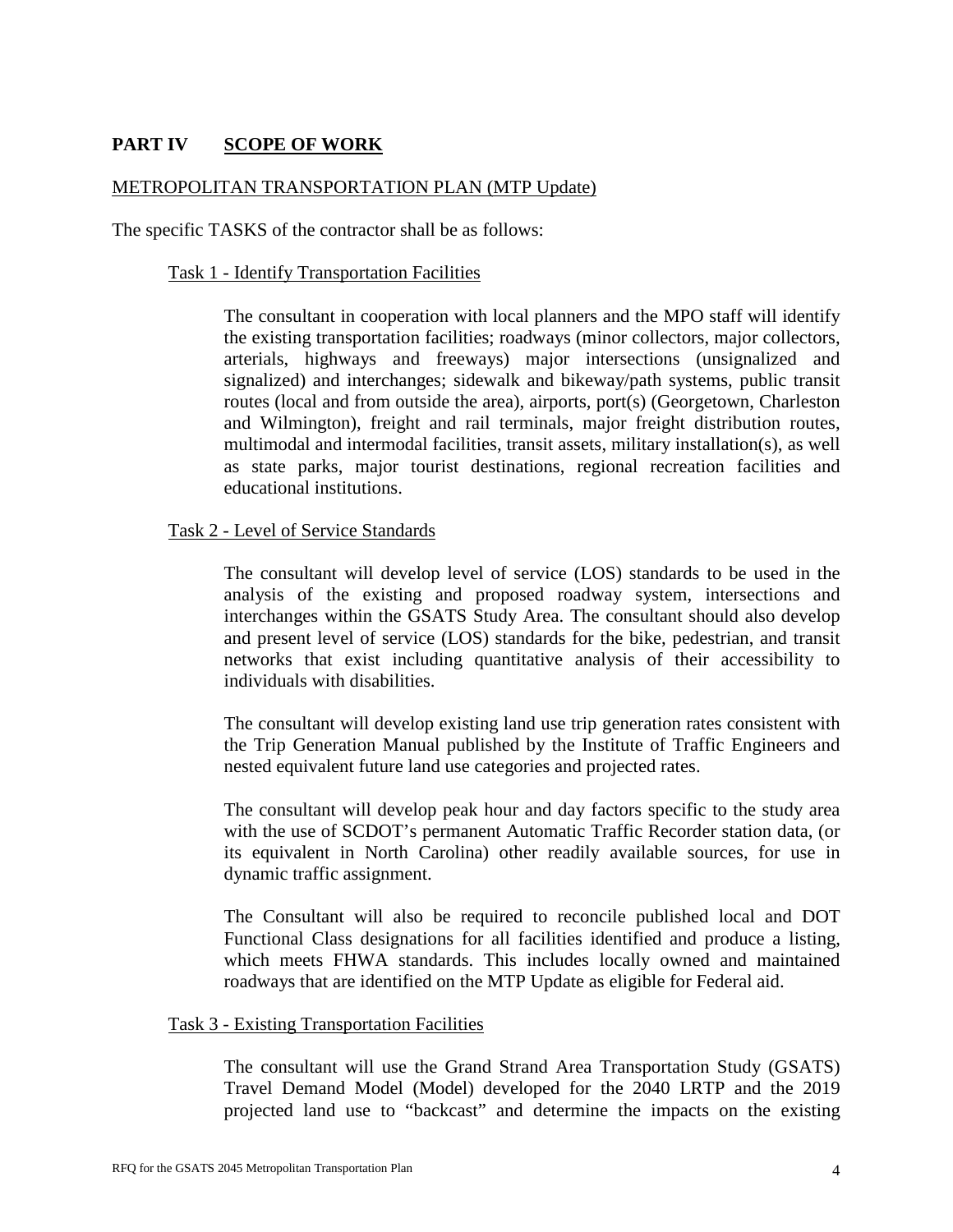## PART IV SCOPE OF WORK

METROPOLITAN TRANSPORTATION PLAN (MTP Update)

The specific TASKS of the contractor shall be as follows:

### Task 1 - Identify Transportation Facilities

The consultant in cooperation with local planners and the MPO staff will identify the existing transportation facilities; roadways (minor collectors, major collectors, arterials, highways and freeways) major intersections (unsignalized and signalized) and interchanges; sidewalk and bikeway/path systems, public transit routes (local and from outside the area), airports, port(s) (Georgetown, Charleston and Wilmington), freight and rail terminals, major freight distribution routes, multimodal and intermodal facilities, transit assets, military installation(s), as well as state parks, major tourist destinations, regional recreation facilities and educational institutions.

### Task 2 - Level of Service Standards

The consultant will develop level of service (LOS) standards to be used in the analysis of the existing and proposed roadway system, intersections and interchanges within the GSATS Study Area. The consultant should also develop and present level of service (LOS) standards for the bike, pedestrian, and transit networks that exist including quantitative analysis of their accessibility to individuals with disabilities.

The consultant will develop existing land use trip generation rates consistent with the Trip Generation Manual published by the Institute of Traffic Engineers and nested equivalent future land use categories and projected rates.

The consultant will develop peak hour and day factors specific to the study area with the use of SCDOT's permanent Automatic Traffic Recorder station data, (or its equivalent in North Carolina) other readily available sources, for use in dynamic traffic assignment.

The Consultant will also be required to reconcile published local and DOT Functional Class designations for all facilities identified and produce a listing, which meets FHWA standards. This includes locally owned and maintained roadways that are identified on the MTP Update as eligible for Federal aid.

### Task 3 - Existing Transportation Facilities

The consultant will use the Grand Strand Area Transportation Study (GSATS) Travel Demand Model (Model) developed for the 2040 LRTP and the 2019 projected land use to "backcast" and determine the impacts on the existing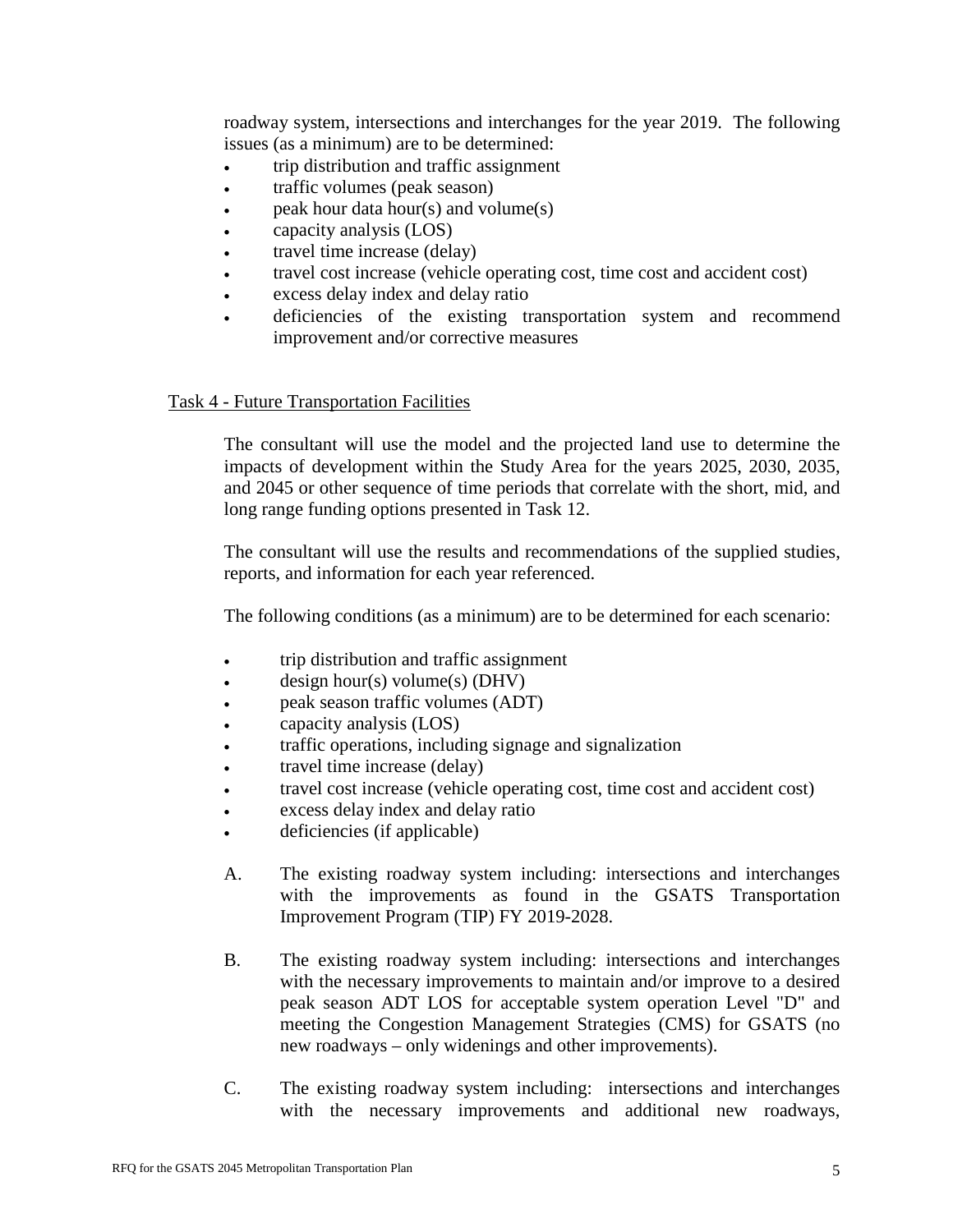roadway system, intersections and interchanges for the year 2019. The following issues (as a minimum) are to be determined:

- trip distribution and traffic assignment
- traffic volumes (peak season)
- peak hour data hour(s) and volume(s)
- capacity analysis (LOS)
- travel time increase (delay)
- travel cost increase (vehicle operating cost, time cost and accident cost)
- excess delay index and delay ratio
- deficiencies of the existing transportation system and recommend improvement and/or corrective measures

Task 4 - Future Transportation Facilities

The consultant will use the model and the projected land use to determine the impacts of development within the Study Area for the years 2025, 2030, 2035, and 2045 or other sequence of time periods that correlate with the short, mid, and long range funding options presented in Task 12.

The consultant will use the results and recommendations of the supplied studies, reports, and information for each year referenced.

The following conditions (as a minimum) are to be determined for each scenario:

- trip distribution and traffic assignment
- design hour(s) volume(s) (DHV)
- peak season traffic volumes (ADT)
- capacity analysis (LOS)
- traffic operations, including signage and signalization
- travel time increase (delay)
- travel cost increase (vehicle operating cost, time cost and accident cost)
- excess delay index and delay ratio
- deficiencies (if applicable)

A. The existing roadway system including: intersections and interchanges with the improvements as found in the GSATS Transportation Improvement Program (TIP) FY 2019-2028.

B. The existing roadway system including: intersections and interchanges with the necessary improvements to maintain and/or improve to a desired peak season ADT LOS for acceptable system operation Level "D" and meeting the Congestion Management Strategies (CMS) for GSATS (no new roadways – only widenings and other improvements).

C. The existing roadway system including: intersections and interchanges with the necessary improvements and additional new roadways,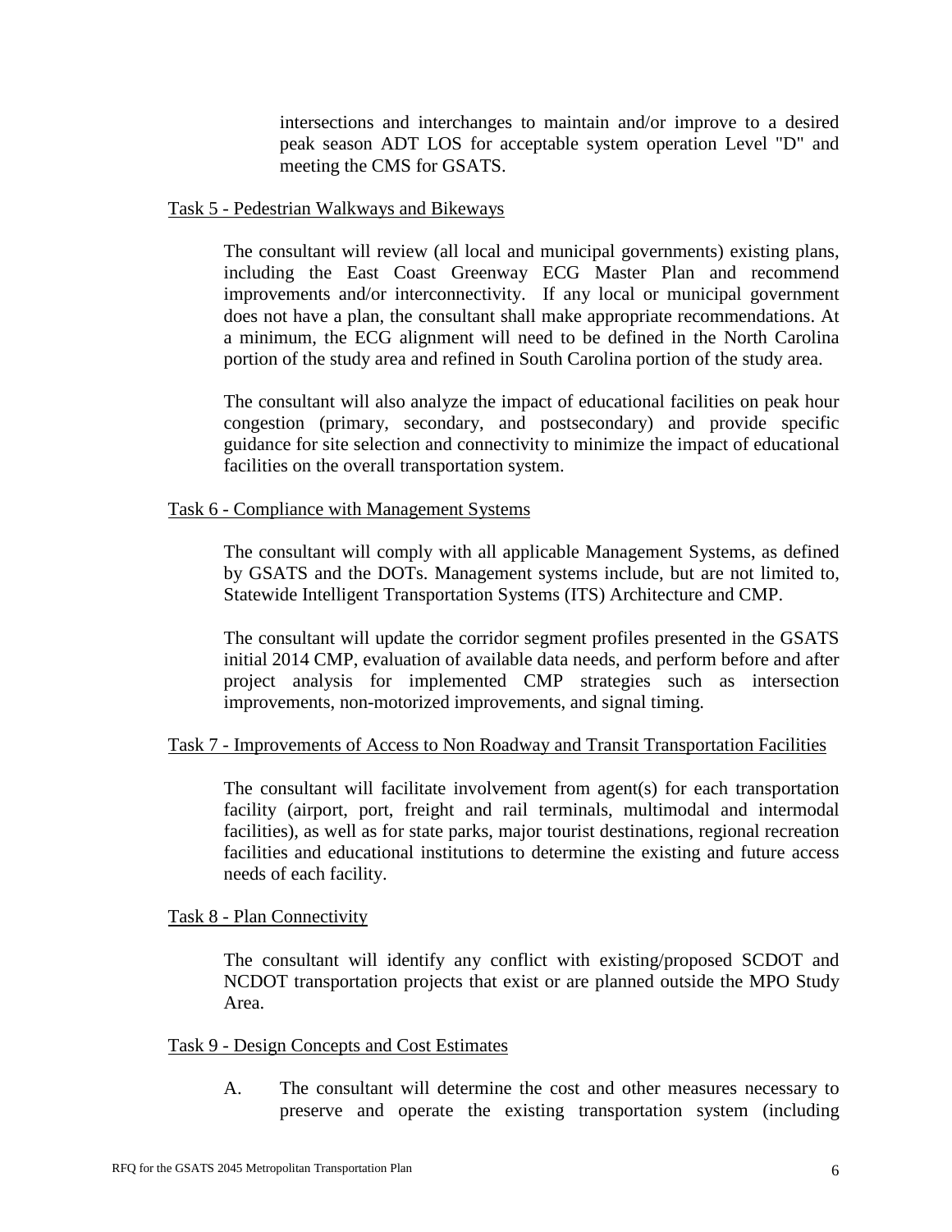intersections and interchanges to maintain and/or improve to a desired peak season ADT LOS for acceptable system operation Level "D" and meeting the CMS for GSATS.

<u>Task 5 - Pedestrian Walkways and Bikeways</u>

The consultant will review (all local and municipal governments) existing plans, including the East Coast Greenway ECG Master Plan and recommend improvements and/or interconnectivity. If any local or municipal government does not have a plan, the consultant shall make appropriate recommendations. At a minimum, the ECG alignment will need to be defined in the North Carolina portion of the study area and refined in South Carolina portion of the study area.

The consultant will also analyze the impact of educational facilities on peak hour congestion (primary, secondary, and postsecondary) and provide specific guidance for site selection and connectivity to minimize the impact of educational facilities on the overall transportation system.

<u>Task 6 - Compliance with Management Systems</u>

The consultant will comply with all applicable Management Systems, as defined by GSATS and the DOTs. Management systems include, but are not limited to, Statewide Intelligent Transportation Systems (ITS) Architecture and CMP.

The consultant will update the corridor segment profiles presented in the GSATS initial 2014 CMP, evaluation of available data needs, and perform before and after project analysis for implemented CMP strategies such as intersection improvements, non-motorized improvements, and signal timing.

<u>Task 7 - Improvements of Access to Non Roadway and Transit Transportation Facilities</u>

The consultant will facilitate involvement from agent(s) for each transportation facility (airport, port, freight and rail terminals, multimodal and intermodal facilities), as well as for state parks, major tourist destinations, regional recreation facilities and educational institutions to determine the existing and future access needs of each facility.

<u>Task 8 - Plan Connectivity</u>

The consultant will identify any conflict with existing/proposed SCDOT and NCDOT transportation projects that exist or are planned outside the MPO Study Area.

<u>Task 9 - Design Concepts and Cost Estimates</u>

A. The consultant will determine the cost and other measures necessary to preserve and operate the existing transportation system (including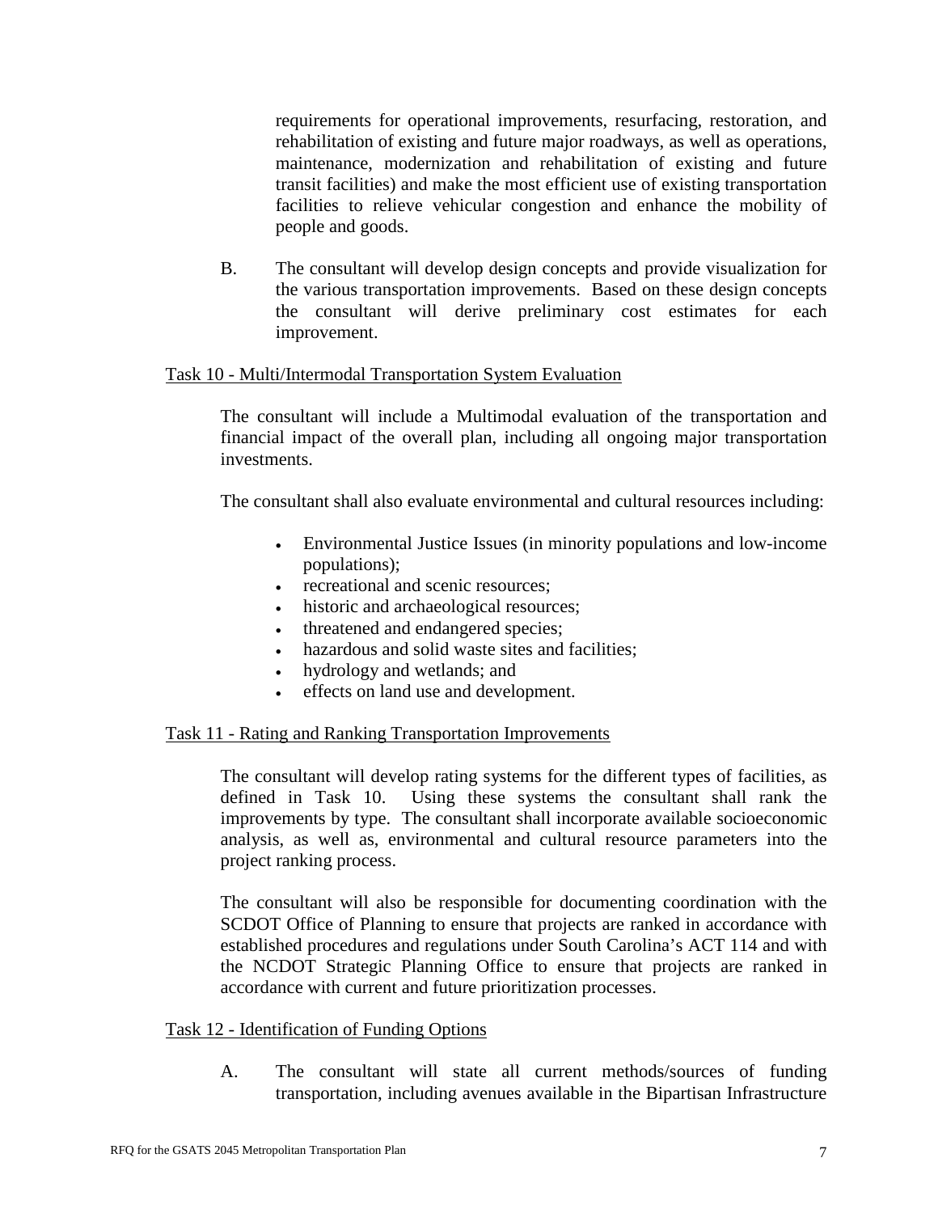requirements for operational improvements, resurfacing, restoration, and rehabilitation of existing and future major roadways, as well as operations, maintenance, modernization and rehabilitation of existing and future transit facilities) and make the most efficient use of existing transportation facilities to relieve vehicular congestion and enhance the mobility of people and goods.

B. The consultant will develop design concepts and provide visualization for the various transportation improvements. Based on these design concepts the consultant will derive preliminary cost estimates for each improvement.

Task 10 - Multi/Intermodal Transportation System Evaluation

The consultant will include a Multimodal evaluation of the transportation and financial impact of the overall plan, including all ongoing major transportation investments.

The consultant shall also evaluate environmental and cultural resources including:

- Environmental Justice Issues (in minority populations and low-income populations);
- recreational and scenic resources;
- historic and archaeological resources;
- threatened and endangered species;
- hazardous and solid waste sites and facilities;
- hydrology and wetlands; and
- effects on land use and development.

Task 11 - Rating and Ranking Transportation Improvements

The consultant will develop rating systems for the different types of facilities, as defined in Task 10. Using these systems the consultant shall rank the improvements by type. The consultant shall incorporate available socioeconomic analysis, as well as, environmental and cultural resource parameters into the project ranking process.

The consultant will also be responsible for documenting coordination with the SCDOT Office of Planning to ensure that projects are ranked in accordance with established procedures and regulations under South Carolina's ACT 114 and with the NCDOT Strategic Planning Office to ensure that projects are ranked in accordance with current and future prioritization processes.

Task 12 - Identification of Funding Options

A. The consultant will state all current methods/sources of funding transportation, including avenues available in the Bipartisan Infrastructure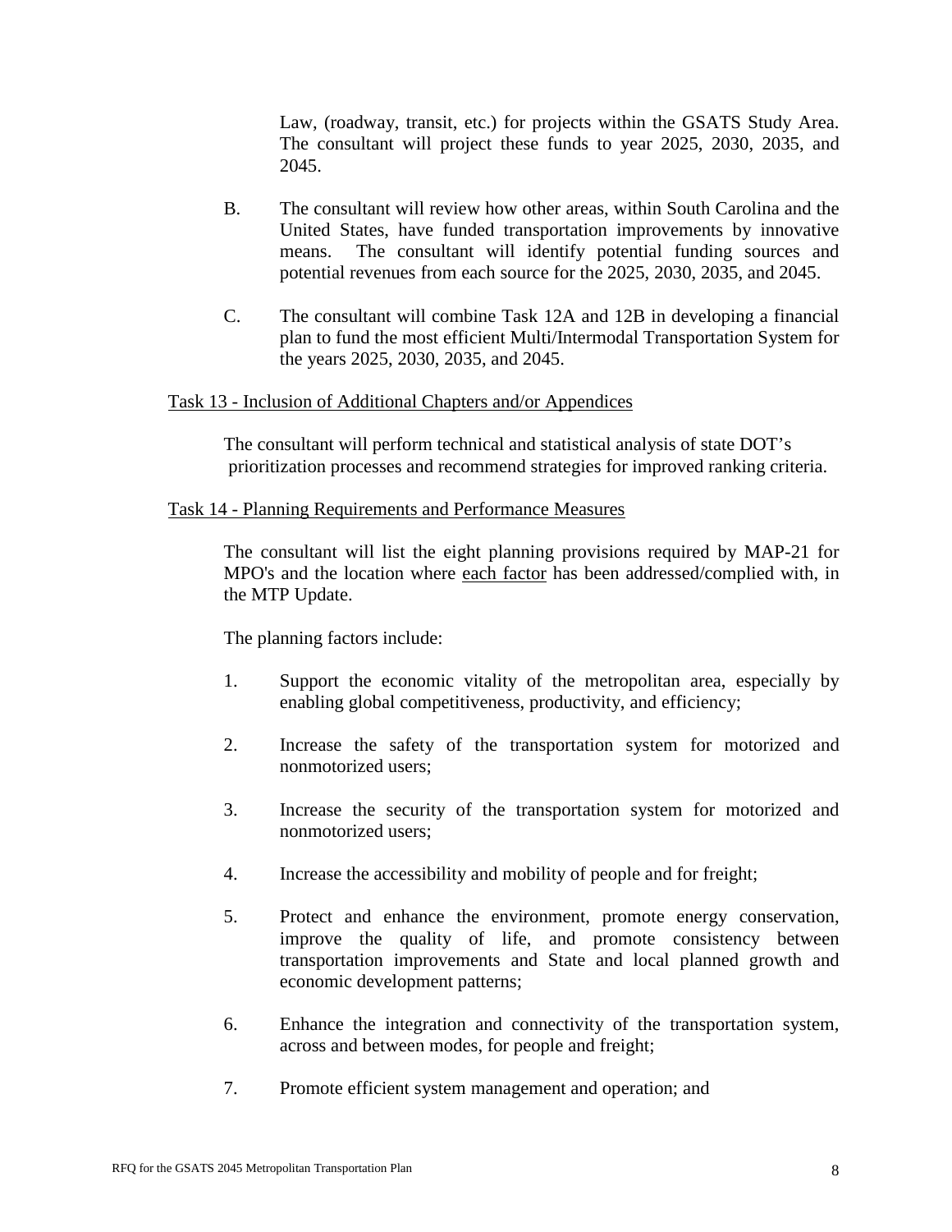Law, (roadway, transit, etc.) for projects within the GSATS Study Area. The consultant will project these funds to year 2025, 2030, 2035, and 2045.

B. The consultant will review how other areas, within South Carolina and the United States, have funded transportation improvements by innovative means. The consultant will identify potential funding sources and potential revenues from each source for the 2025, 2030, 2035, and 2045.

C. The consultant will combine Task 12A and 12B in developing a financial plan to fund the most efficient Multi/Intermodal Transportation System for the years 2025, 2030, 2035, and 2045.

<u>Task 13 - Inclusion of Additional Chapters and/or Appendices</u>

The consultant will perform technical and statistical analysis of state DOT's prioritization processes and recommend strategies for improved ranking criteria.

<u>Task 14 - Planning Requirements and Performance Measures</u>

The consultant will list the eight planning provisions required by MAP-21 for MPO's and the location where <u>each factor</u> has been addressed/complied with, in the MTP Update.

The planning factors include:

1. Support the economic vitality of the metropolitan area, especially by enabling global competitiveness, productivity, and efficiency;

2. Increase the safety of the transportation system for motorized and nonmotorized users;

3. Increase the security of the transportation system for motorized and nonmotorized users;

4. Increase the accessibility and mobility of people and for freight;

5. Protect and enhance the environment, promote energy conservation, improve the quality of life, and promote consistency between transportation improvements and State and local planned growth and economic development patterns;

6. Enhance the integration and connectivity of the transportation system, across and between modes, for people and freight;

7. Promote efficient system management and operation; and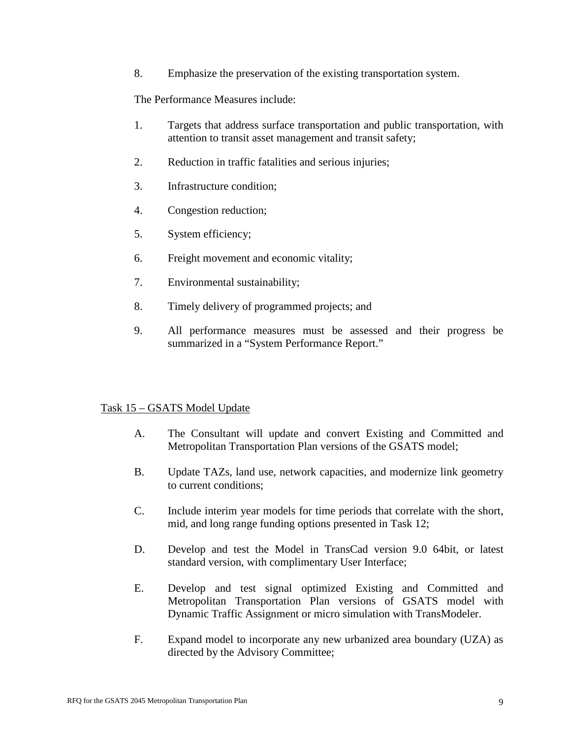8. Emphasize the preservation of the existing transportation system.

The Performance Measures include:

1. Targets that address surface transportation and public transportation, with attention to transit asset management and transit safety;
2. Reduction in traffic fatalities and serious injuries;
3. Infrastructure condition;
4. Congestion reduction;
5. System efficiency;
6. Freight movement and economic vitality;
7. Environmental sustainability;
8. Timely delivery of programmed projects; and
9. All performance measures must be assessed and their progress be summarized in a "System Performance Report."

<u>Task 15 – GSATS Model Update</u>

A. The Consultant will update and convert Existing and Committed and Metropolitan Transportation Plan versions of the GSATS model;

B. Update TAZs, land use, network capacities, and modernize link geometry to current conditions;

C. Include interim year models for time periods that correlate with the short, mid, and long range funding options presented in Task 12;

D. Develop and test the Model in TransCad version 9.0 64bit, or latest standard version, with complimentary User Interface;

E. Develop and test signal optimized Existing and Committed and Metropolitan Transportation Plan versions of GSATS model with Dynamic Traffic Assignment or micro simulation with TransModeler.

F. Expand model to incorporate any new urbanized area boundary (UZA) as directed by the Advisory Committee;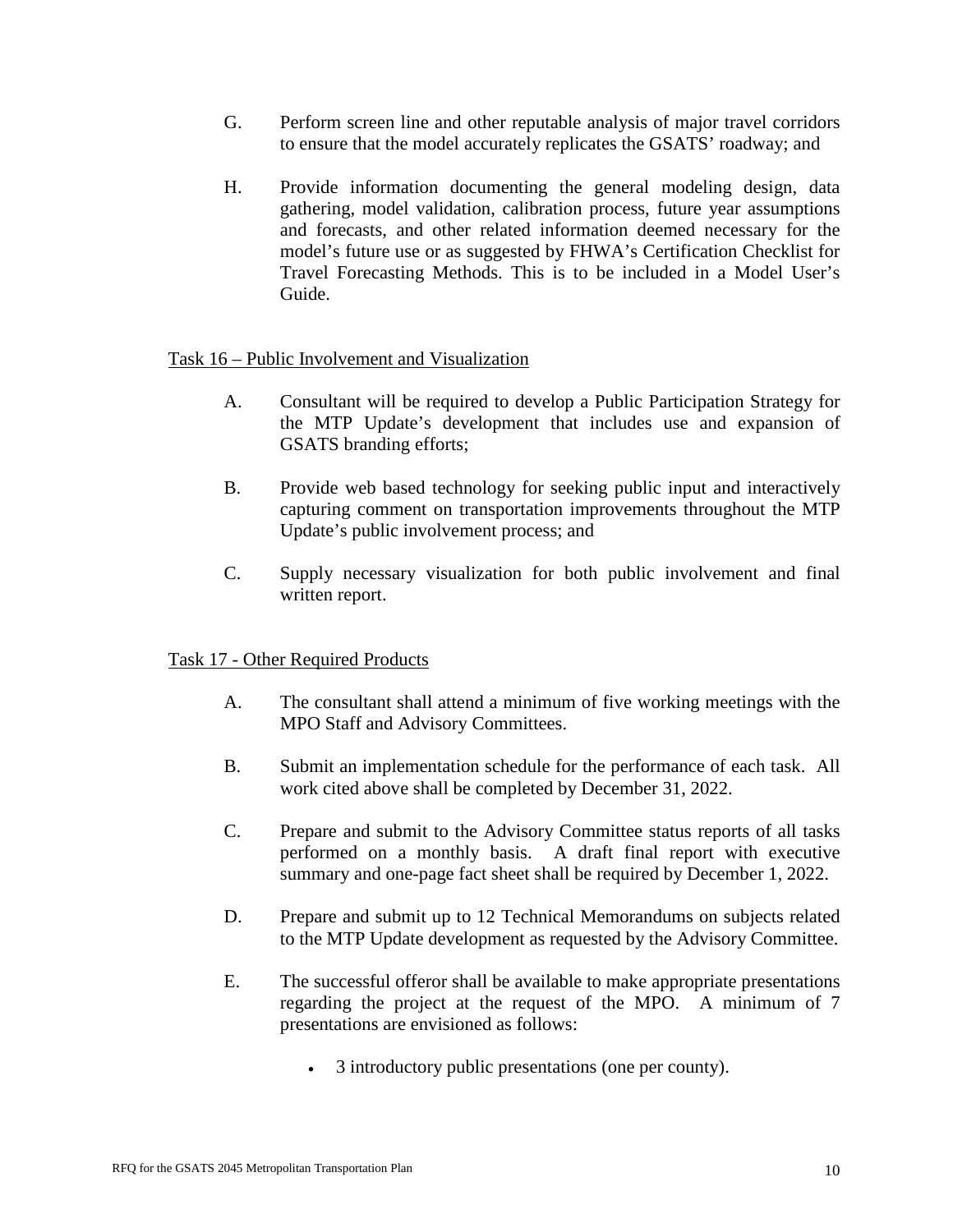G. Perform screen line and other reputable analysis of major travel corridors to ensure that the model accurately replicates the GSATS' roadway; and

H. Provide information documenting the general modeling design, data gathering, model validation, calibration process, future year assumptions and forecasts, and other related information deemed necessary for the model's future use or as suggested by FHWA's Certification Checklist for Travel Forecasting Methods. This is to be included in a Model User's Guide.

<u>Task 16 – Public Involvement and Visualization</u>

A. Consultant will be required to develop a Public Participation Strategy for the MTP Update's development that includes use and expansion of GSATS branding efforts;

B. Provide web based technology for seeking public input and interactively capturing comment on transportation improvements throughout the MTP Update's public involvement process; and

C. Supply necessary visualization for both public involvement and final written report.

<u>Task 17 - Other Required Products</u>

A. The consultant shall attend a minimum of five working meetings with the MPO Staff and Advisory Committees.

B. Submit an implementation schedule for the performance of each task. All work cited above shall be completed by December 31, 2022.

C. Prepare and submit to the Advisory Committee status reports of all tasks performed on a monthly basis. A draft final report with executive summary and one-page fact sheet shall be required by December 1, 2022.

D. Prepare and submit up to 12 Technical Memorandums on subjects related to the MTP Update development as requested by the Advisory Committee.

E. The successful offeror shall be available to make appropriate presentations regarding the project at the request of the MPO. A minimum of 7 presentations are envisioned as follows:

- 3 introductory public presentations (one per county).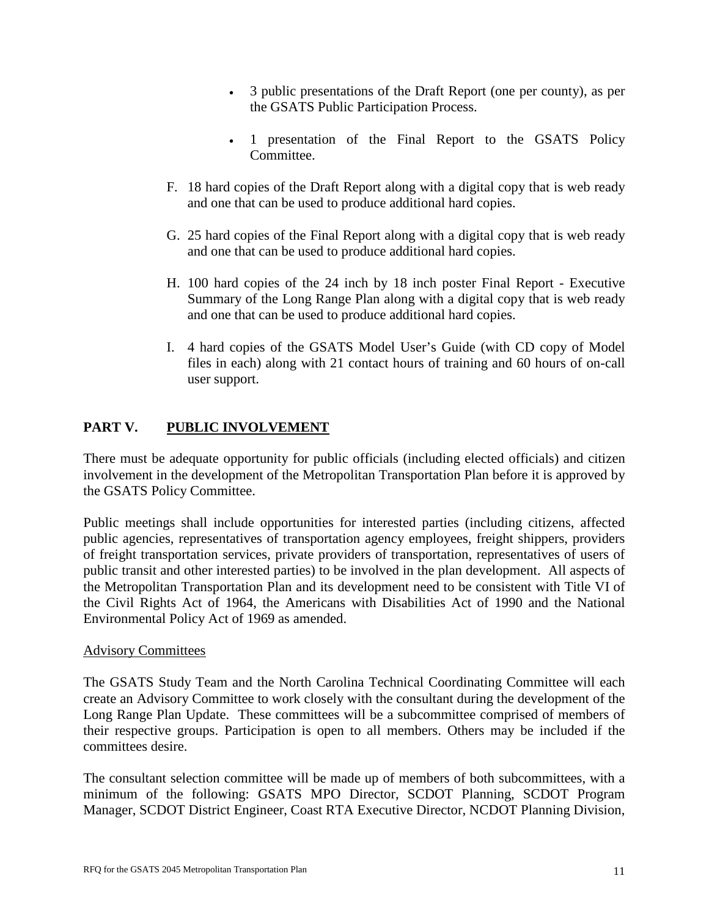- 3 public presentations of the Draft Report (one per county), as per the GSATS Public Participation Process.

- 1 presentation of the Final Report to the GSATS Policy Committee.

F. 18 hard copies of the Draft Report along with a digital copy that is web ready and one that can be used to produce additional hard copies.

G. 25 hard copies of the Final Report along with a digital copy that is web ready and one that can be used to produce additional hard copies.

H. 100 hard copies of the 24 inch by 18 inch poster Final Report - Executive Summary of the Long Range Plan along with a digital copy that is web ready and one that can be used to produce additional hard copies.

I. 4 hard copies of the GSATS Model User's Guide (with CD copy of Model files in each) along with 21 contact hours of training and 60 hours of on-call user support.

## PART V. PUBLIC INVOLVEMENT

There must be adequate opportunity for public officials (including elected officials) and citizen involvement in the development of the Metropolitan Transportation Plan before it is approved by the GSATS Policy Committee.

Public meetings shall include opportunities for interested parties (including citizens, affected public agencies, representatives of transportation agency employees, freight shippers, providers of freight transportation services, private providers of transportation, representatives of users of public transit and other interested parties) to be involved in the plan development. All aspects of the Metropolitan Transportation Plan and its development need to be consistent with Title VI of the Civil Rights Act of 1964, the Americans with Disabilities Act of 1990 and the National Environmental Policy Act of 1969 as amended.

### Advisory Committees

The GSATS Study Team and the North Carolina Technical Coordinating Committee will each create an Advisory Committee to work closely with the consultant during the development of the Long Range Plan Update. These committees will be a subcommittee comprised of members of their respective groups. Participation is open to all members. Others may be included if the committees desire.

The consultant selection committee will be made up of members of both subcommittees, with a minimum of the following: GSATS MPO Director, SCDOT Planning, SCDOT Program Manager, SCDOT District Engineer, Coast RTA Executive Director, NCDOT Planning Division,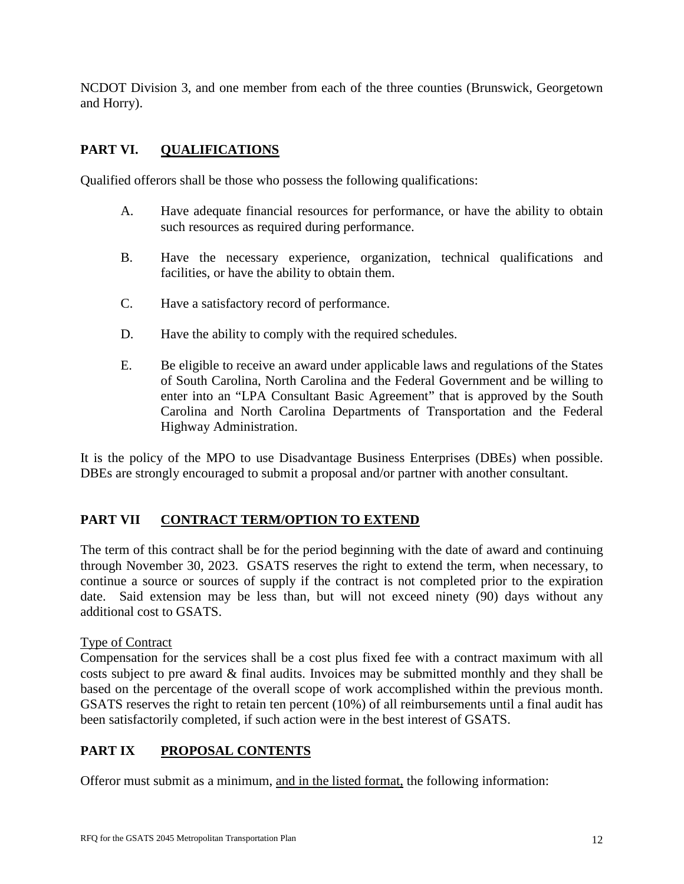NCDOT Division 3, and one member from each of the three counties (Brunswick, Georgetown and Horry).

## PART VI. QUALIFICATIONS

Qualified offerors shall be those who possess the following qualifications:

A. Have adequate financial resources for performance, or have the ability to obtain such resources as required during performance.

B. Have the necessary experience, organization, technical qualifications and facilities, or have the ability to obtain them.

C. Have a satisfactory record of performance.

D. Have the ability to comply with the required schedules.

E. Be eligible to receive an award under applicable laws and regulations of the States of South Carolina, North Carolina and the Federal Government and be willing to enter into an "LPA Consultant Basic Agreement" that is approved by the South Carolina and North Carolina Departments of Transportation and the Federal Highway Administration.

It is the policy of the MPO to use Disadvantage Business Enterprises (DBEs) when possible. DBEs are strongly encouraged to submit a proposal and/or partner with another consultant.

## PART VII CONTRACT TERM/OPTION TO EXTEND

The term of this contract shall be for the period beginning with the date of award and continuing through November 30, 2023. GSATS reserves the right to extend the term, when necessary, to continue a source or sources of supply if the contract is not completed prior to the expiration date. Said extension may be less than, but will not exceed ninety (90) days without any additional cost to GSATS.

Type of Contract

Compensation for the services shall be a cost plus fixed fee with a contract maximum with all costs subject to pre award & final audits. Invoices may be submitted monthly and they shall be based on the percentage of the overall scope of work accomplished within the previous month. GSATS reserves the right to retain ten percent (10%) of all reimbursements until a final audit has been satisfactorily completed, if such action were in the best interest of GSATS.

## PART IX PROPOSAL CONTENTS

Offeror must submit as a minimum, and in the listed format, the following information: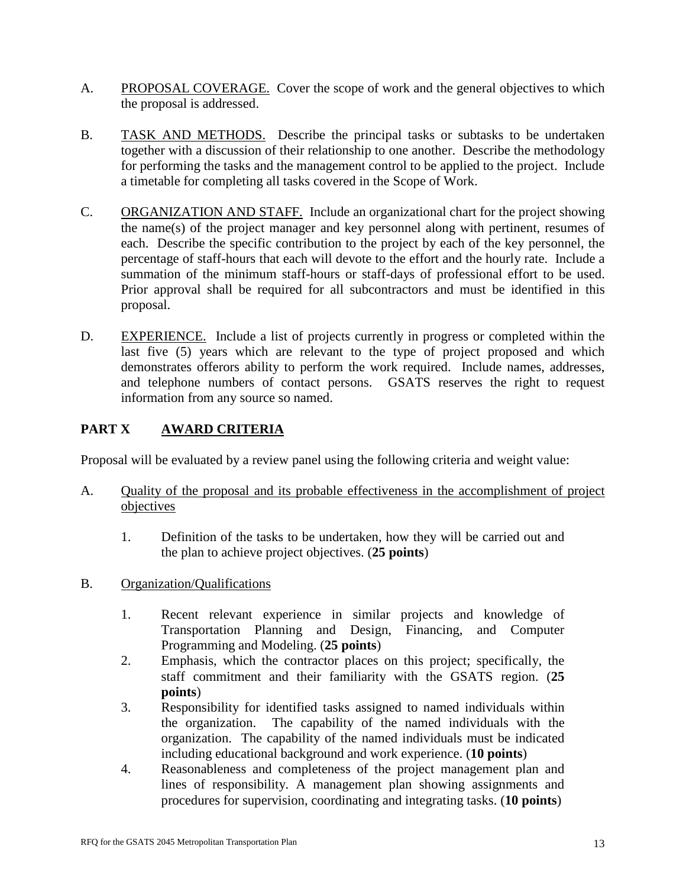A. <u>PROPOSAL COVERAGE.</u> Cover the scope of work and the general objectives to which the proposal is addressed.

B. <u>TASK AND METHODS.</u> Describe the principal tasks or subtasks to be undertaken together with a discussion of their relationship to one another. Describe the methodology for performing the tasks and the management control to be applied to the project. Include a timetable for completing all tasks covered in the Scope of Work.

C. <u>ORGANIZATION AND STAFF.</u> Include an organizational chart for the project showing the name(s) of the project manager and key personnel along with pertinent, resumes of each. Describe the specific contribution to the project by each of the key personnel, the percentage of staff-hours that each will devote to the effort and the hourly rate. Include a summation of the minimum staff-hours or staff-days of professional effort to be used. Prior approval shall be required for all subcontractors and must be identified in this proposal.

D. <u>EXPERIENCE.</u> Include a list of projects currently in progress or completed within the last five (5) years which are relevant to the type of project proposed and which demonstrates offerors ability to perform the work required. Include names, addresses, and telephone numbers of contact persons. GSATS reserves the right to request information from any source so named.

## PART X <u>AWARD CRITERIA</u>

Proposal will be evaluated by a review panel using the following criteria and weight value:

A. <u>Quality of the proposal and its probable effectiveness in the accomplishment of project objectives</u>

   1. Definition of the tasks to be undertaken, how they will be carried out and the plan to achieve project objectives. (**25 points**)

B. <u>Organization/Qualifications</u>

   1. Recent relevant experience in similar projects and knowledge of Transportation Planning and Design, Financing, and Computer Programming and Modeling. (**25 points**)
   2. Emphasis, which the contractor places on this project; specifically, the staff commitment and their familiarity with the GSATS region. (**25 points**)
   3. Responsibility for identified tasks assigned to named individuals within the organization. The capability of the named individuals with the organization. The capability of the named individuals must be indicated including educational background and work experience. (**10 points**)
   4. Reasonableness and completeness of the project management plan and lines of responsibility. A management plan showing assignments and procedures for supervision, coordinating and integrating tasks. (**10 points**)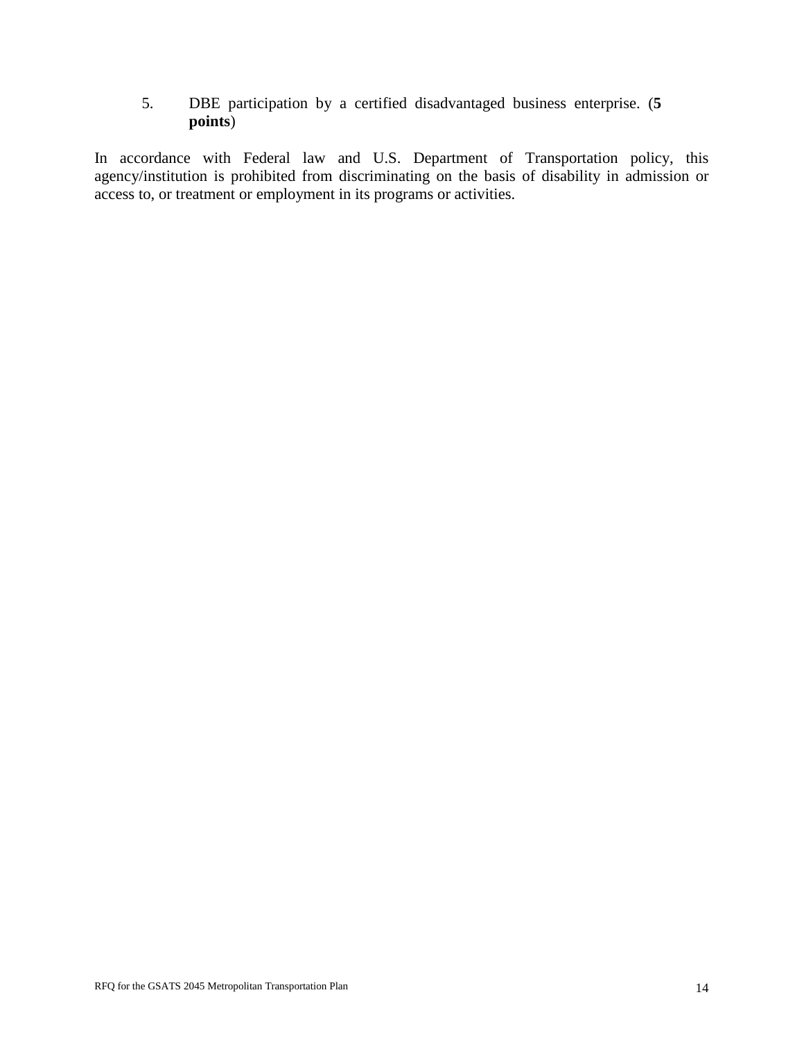5. DBE participation by a certified disadvantaged business enterprise. (**5 points**)

In accordance with Federal law and U.S. Department of Transportation policy, this agency/institution is prohibited from discriminating on the basis of disability in admission or access to, or treatment or employment in its programs or activities.